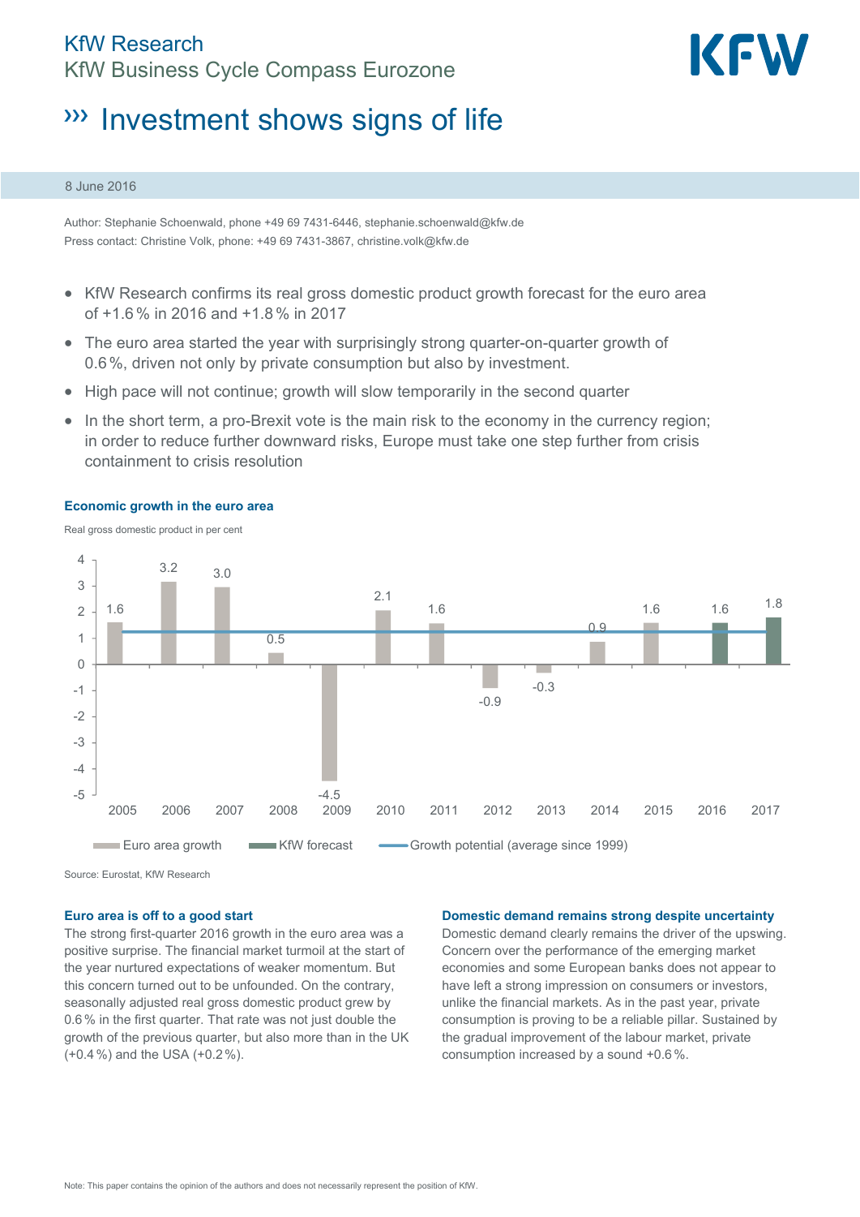KfW Research

KfW Business Cycle Compass Eurozone

# ››› Investment shows signs of life

8 June 2016

Author: Stephanie Schoenwald, phone +49 69 7431-6446, stephanie.schoenwald@kfw.de
Press contact: Christine Volk, phone: +49 69 7431-3867, christine.volk@kfw.de

- KfW Research confirms its real gross domestic product growth forecast for the euro area of +1.6 % in 2016 and +1.8 % in 2017
- The euro area started the year with surprisingly strong quarter-on-quarter growth of 0.6 %, driven not only by private consumption but also by investment.
- High pace will not continue; growth will slow temporarily in the second quarter
- In the short term, a pro-Brexit vote is the main risk to the economy in the currency region; in order to reduce further downward risks, Europe must take one step further from crisis containment to crisis resolution

**Economic growth in the euro area**

Real gross domestic product in per cent

| Year | Euro area growth | KfW forecast |
|---|---|---|
| 2005 | 1.6 | |
| 2006 | 3.2 | |
| 2007 | 3.0 | |
| 2008 | 0.5 | |
| 2009 | -4.5 | |
| 2010 | 2.1 | |
| 2011 | 1.6 | |
| 2012 | -0.9 | |
| 2013 | -0.3 | |
| 2014 | 0.9 | |
| 2015 | 1.6 | |
| 2016 | | 1.6 |
| 2017 | | 1.8 |

Euro area growth · KfW forecast · Growth potential (average since 1999)

Source: Eurostat, KfW Research

### Euro area is off to a good start

The strong first-quarter 2016 growth in the euro area was a positive surprise. The financial market turmoil at the start of the year nurtured expectations of weaker momentum. But this concern turned out to be unfounded. On the contrary, seasonally adjusted real gross domestic product grew by 0.6 % in the first quarter. That rate was not just double the growth of the previous quarter, but also more than in the UK (+0.4 %) and the USA (+0.2 %).

### Domestic demand remains strong despite uncertainty

Domestic demand clearly remains the driver of the upswing. Concern over the performance of the emerging market economies and some European banks does not appear to have left a strong impression on consumers or investors, unlike the financial markets. As in the past year, private consumption is proving to be a reliable pillar. Sustained by the gradual improvement of the labour market, private consumption increased by a sound +0.6 %.

Note: This paper contains the opinion of the authors and does not necessarily represent the position of KfW.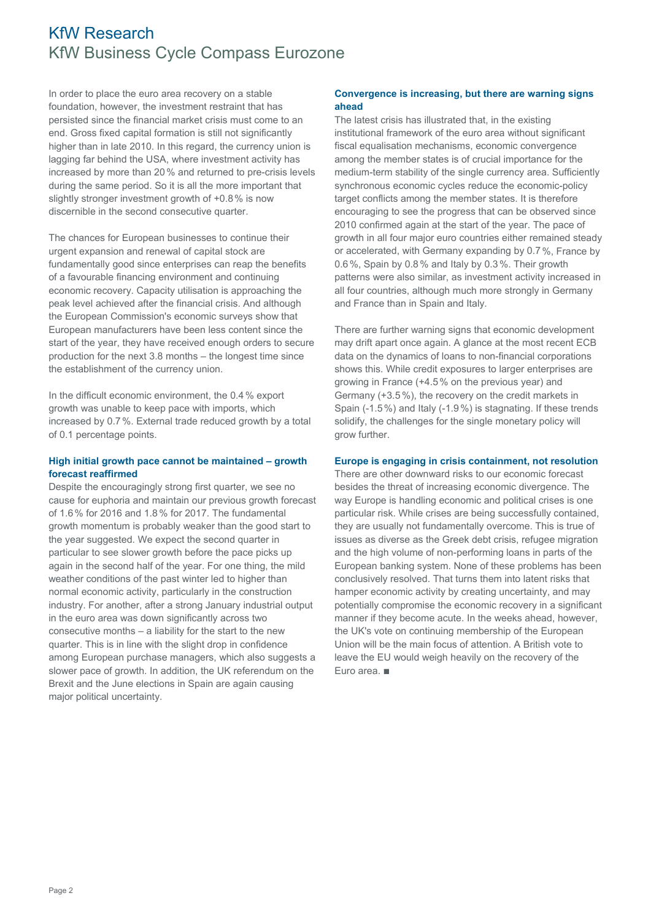In order to place the euro area recovery on a stable foundation, however, the investment restraint that has persisted since the financial market crisis must come to an end. Gross fixed capital formation is still not significantly higher than in late 2010. In this regard, the currency union is lagging far behind the USA, where investment activity has increased by more than 20 % and returned to pre-crisis levels during the same period. So it is all the more important that slightly stronger investment growth of +0.8 % is now discernible in the second consecutive quarter.

The chances for European businesses to continue their urgent expansion and renewal of capital stock are fundamentally good since enterprises can reap the benefits of a favourable financing environment and continuing economic recovery. Capacity utilisation is approaching the peak level achieved after the financial crisis. And although the European Commission's economic surveys show that European manufacturers have been less content since the start of the year, they have received enough orders to secure production for the next 3.8 months – the longest time since the establishment of the currency union.

In the difficult economic environment, the 0.4 % export growth was unable to keep pace with imports, which increased by 0.7 %. External trade reduced growth by a total of 0.1 percentage points.

**High initial growth pace cannot be maintained – growth forecast reaffirmed**

Despite the encouragingly strong first quarter, we see no cause for euphoria and maintain our previous growth forecast of 1.6 % for 2016 and 1.8 % for 2017. The fundamental growth momentum is probably weaker than the good start to the year suggested. We expect the second quarter in particular to see slower growth before the pace picks up again in the second half of the year. For one thing, the mild weather conditions of the past winter led to higher than normal economic activity, particularly in the construction industry. For another, after a strong January industrial output in the euro area was down significantly across two consecutive months – a liability for the start to the new quarter. This is in line with the slight drop in confidence among European purchase managers, which also suggests a slower pace of growth. In addition, the UK referendum on the Brexit and the June elections in Spain are again causing major political uncertainty.

**Convergence is increasing, but there are warning signs ahead**

The latest crisis has illustrated that, in the existing institutional framework of the euro area without significant fiscal equalisation mechanisms, economic convergence among the member states is of crucial importance for the medium-term stability of the single currency area. Sufficiently synchronous economic cycles reduce the economic-policy target conflicts among the member states. It is therefore encouraging to see the progress that can be observed since 2010 confirmed again at the start of the year. The pace of growth in all four major euro countries either remained steady or accelerated, with Germany expanding by 0.7 %, France by 0.6 %, Spain by 0.8 % and Italy by 0.3 %. Their growth patterns were also similar, as investment activity increased in all four countries, although much more strongly in Germany and France than in Spain and Italy.

There are further warning signs that economic development may drift apart once again. A glance at the most recent ECB data on the dynamics of loans to non-financial corporations shows this. While credit exposures to larger enterprises are growing in France (+4.5 % on the previous year) and Germany (+3.5 %), the recovery on the credit markets in Spain (-1.5 %) and Italy (-1.9 %) is stagnating. If these trends solidify, the challenges for the single monetary policy will grow further.

**Europe is engaging in crisis containment, not resolution**

There are other downward risks to our economic forecast besides the threat of increasing economic divergence. The way Europe is handling economic and political crises is one particular risk. While crises are being successfully contained, they are usually not fundamentally overcome. This is true of issues as diverse as the Greek debt crisis, refugee migration and the high volume of non-performing loans in parts of the European banking system. None of these problems has been conclusively resolved. That turns them into latent risks that hamper economic activity by creating uncertainty, and may potentially compromise the economic recovery in a significant manner if they become acute. In the weeks ahead, however, the UK's vote on continuing membership of the European Union will be the main focus of attention. A British vote to leave the EU would weigh heavily on the recovery of the Euro area. ■